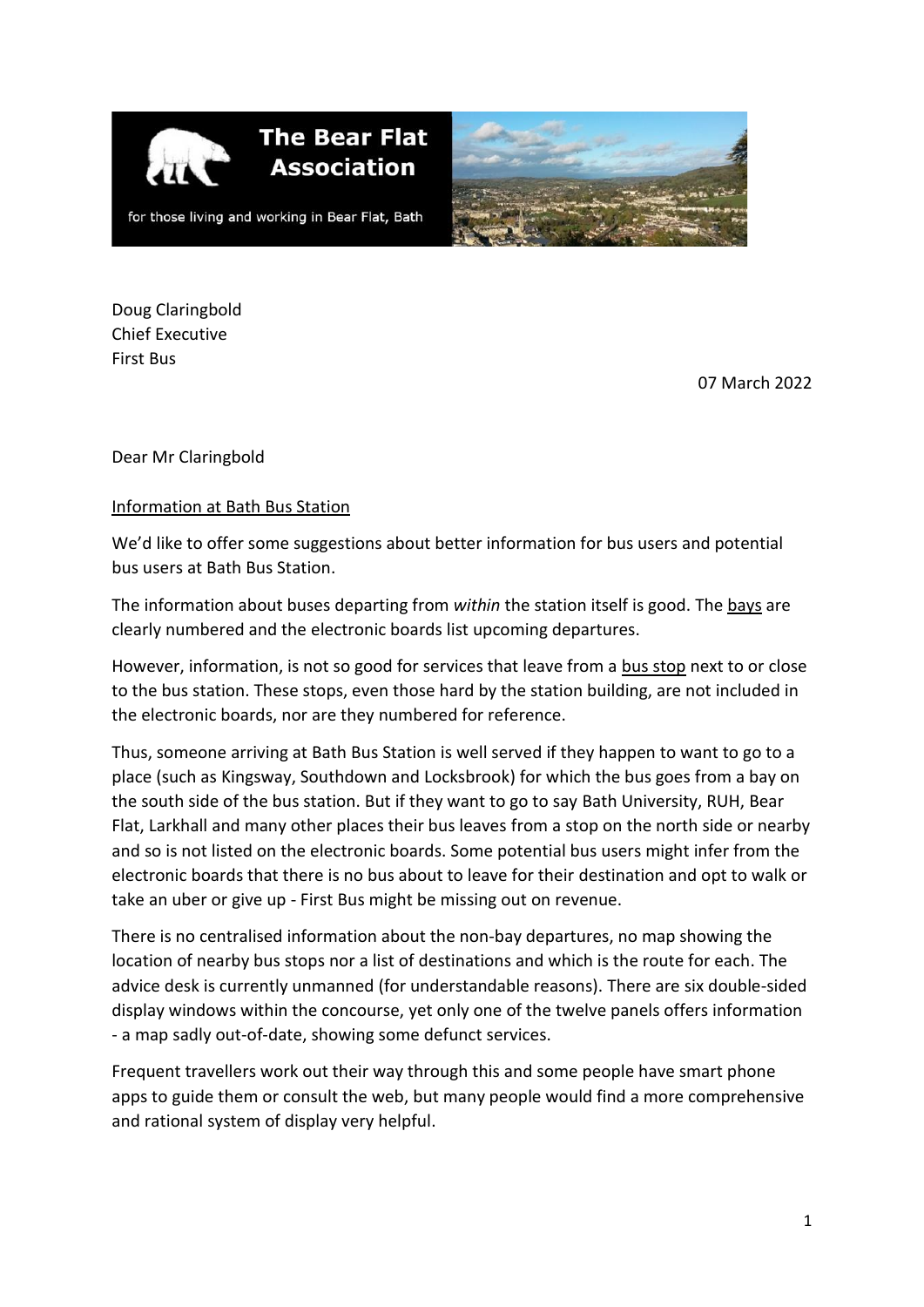**The Bear Flat Association**

for those living and working in Bear Flat, Bath

Doug Claringbold
Chief Executive
First Bus

07 March 2022

Dear Mr Claringbold

Information at Bath Bus Station

We'd like to offer some suggestions about better information for bus users and potential bus users at Bath Bus Station.

The information about buses departing from *within* the station itself is good. The bays are clearly numbered and the electronic boards list upcoming departures.

However, information, is not so good for services that leave from a bus stop next to or close to the bus station. These stops, even those hard by the station building, are not included in the electronic boards, nor are they numbered for reference.

Thus, someone arriving at Bath Bus Station is well served if they happen to want to go to a place (such as Kingsway, Southdown and Locksbrook) for which the bus goes from a bay on the south side of the bus station. But if they want to go to say Bath University, RUH, Bear Flat, Larkhall and many other places their bus leaves from a stop on the north side or nearby and so is not listed on the electronic boards. Some potential bus users might infer from the electronic boards that there is no bus about to leave for their destination and opt to walk or take an uber or give up - First Bus might be missing out on revenue.

There is no centralised information about the non-bay departures, no map showing the location of nearby bus stops nor a list of destinations and which is the route for each. The advice desk is currently unmanned (for understandable reasons). There are six double-sided display windows within the concourse, yet only one of the twelve panels offers information - a map sadly out-of-date, showing some defunct services.

Frequent travellers work out their way through this and some people have smart phone apps to guide them or consult the web, but many people would find a more comprehensive and rational system of display very helpful.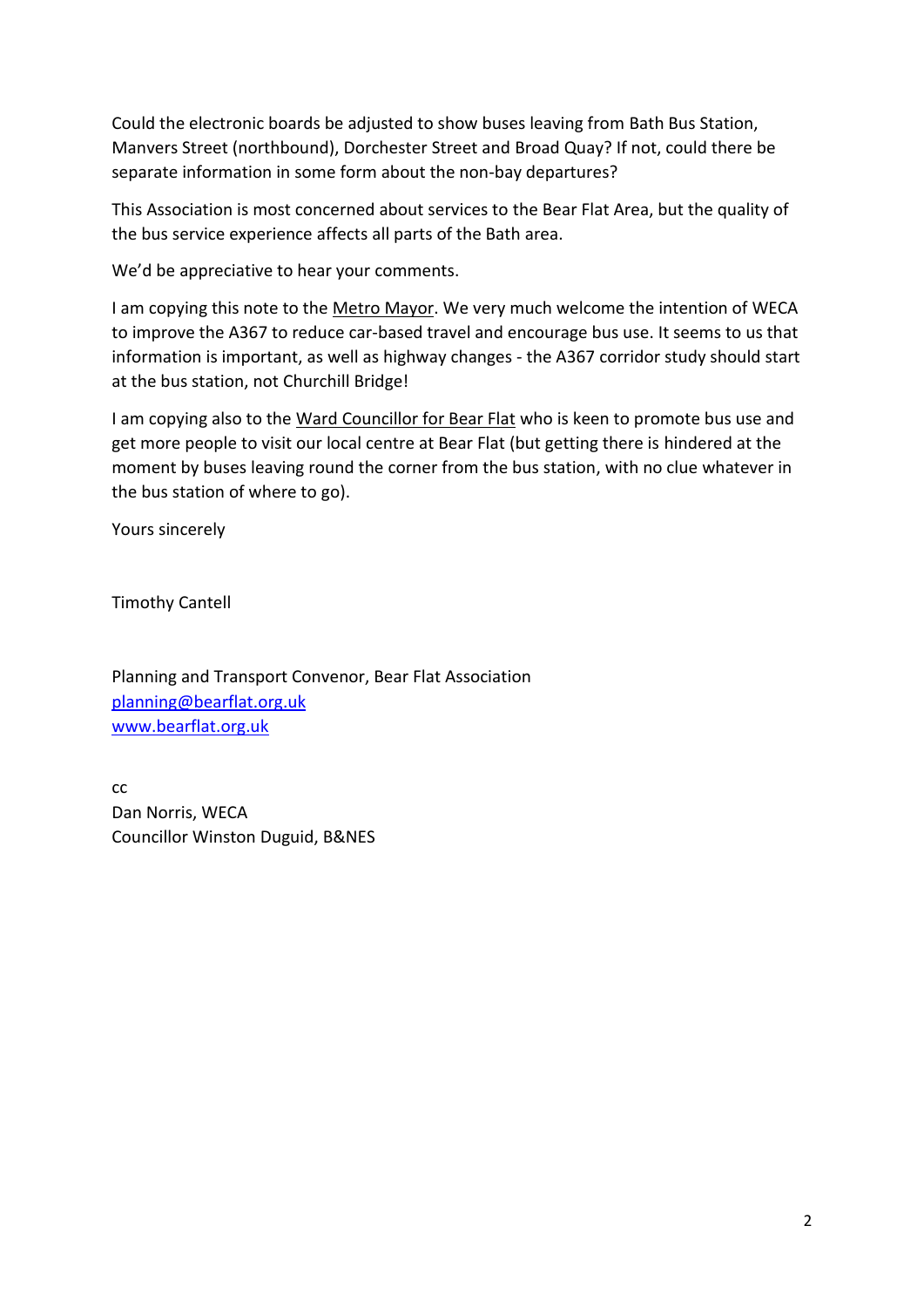Could the electronic boards be adjusted to show buses leaving from Bath Bus Station, Manvers Street (northbound), Dorchester Street and Broad Quay? If not, could there be separate information in some form about the non-bay departures?

This Association is most concerned about services to the Bear Flat Area, but the quality of the bus service experience affects all parts of the Bath area.

We'd be appreciative to hear your comments.

I am copying this note to the Metro Mayor. We very much welcome the intention of WECA to improve the A367 to reduce car-based travel and encourage bus use. It seems to us that information is important, as well as highway changes - the A367 corridor study should start at the bus station, not Churchill Bridge!

I am copying also to the Ward Councillor for Bear Flat who is keen to promote bus use and get more people to visit our local centre at Bear Flat (but getting there is hindered at the moment by buses leaving round the corner from the bus station, with no clue whatever in the bus station of where to go).

Yours sincerely

Timothy Cantell

Planning and Transport Convenor, Bear Flat Association
planning@bearflat.org.uk
www.bearflat.org.uk

cc
Dan Norris, WECA
Councillor Winston Duguid, B&NES